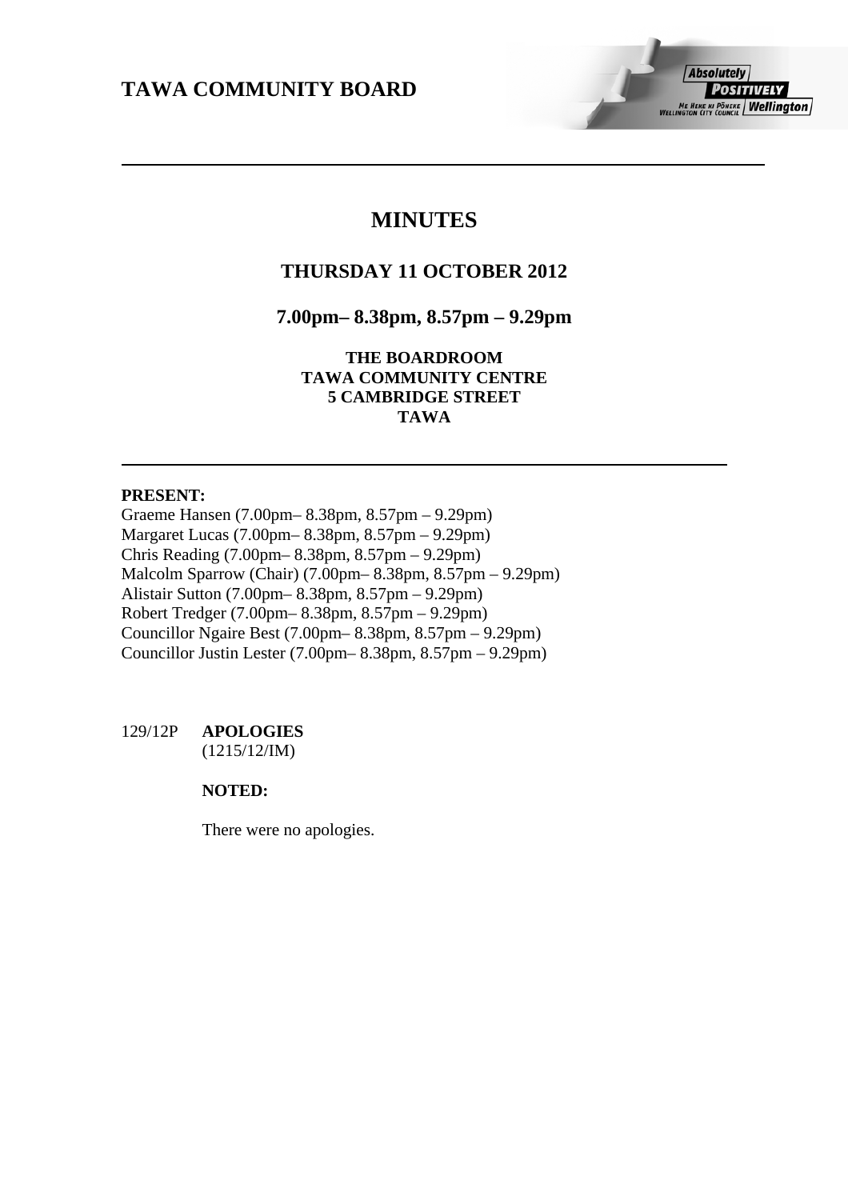# TAWA COMMUNITY BOARD

## MINUTES

### THURSDAY 11 OCTOBER 2012

### 7.00pm– 8.38pm, 8.57pm – 9.29pm

**THE BOARDROOM**
**TAWA COMMUNITY CENTRE**
**5 CAMBRIDGE STREET**
**TAWA**

**PRESENT:**

Graeme Hansen (7.00pm– 8.38pm, 8.57pm – 9.29pm)
Margaret Lucas (7.00pm– 8.38pm, 8.57pm – 9.29pm)
Chris Reading (7.00pm– 8.38pm, 8.57pm – 9.29pm)
Malcolm Sparrow (Chair) (7.00pm– 8.38pm, 8.57pm – 9.29pm)
Alistair Sutton (7.00pm– 8.38pm, 8.57pm – 9.29pm)
Robert Tredger (7.00pm– 8.38pm, 8.57pm – 9.29pm)
Councillor Ngaire Best (7.00pm– 8.38pm, 8.57pm – 9.29pm)
Councillor Justin Lester (7.00pm– 8.38pm, 8.57pm – 9.29pm)

129/12P **APOLOGIES**
(1215/12/IM)

**NOTED:**

There were no apologies.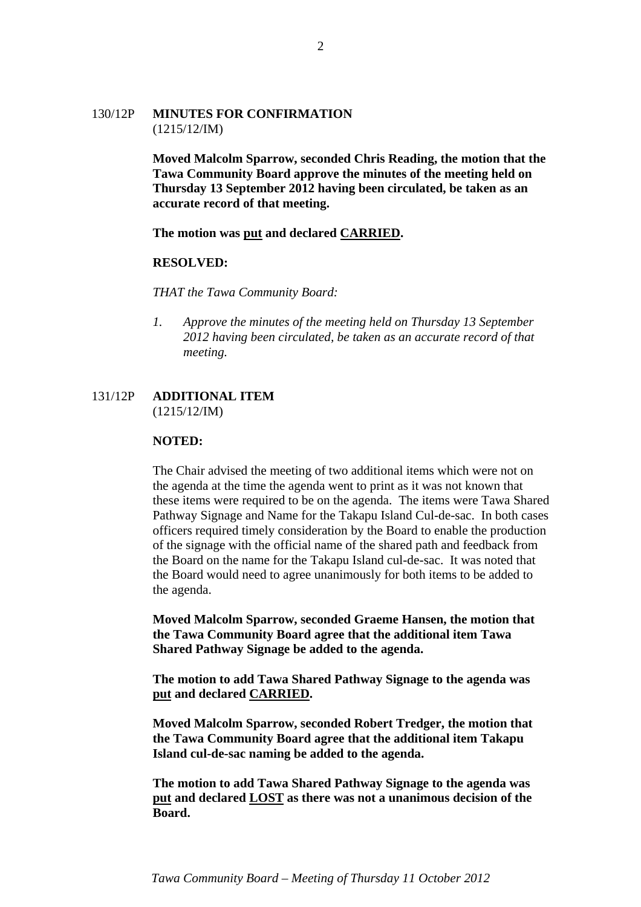130/12P **MINUTES FOR CONFIRMATION**
(1215/12/IM)

**Moved Malcolm Sparrow, seconded Chris Reading, the motion that the Tawa Community Board approve the minutes of the meeting held on Thursday 13 September 2012 having been circulated, be taken as an accurate record of that meeting.**

**The motion was <u>put</u> and declared <u>CARRIED</u>.**

**RESOLVED:**

*THAT the Tawa Community Board:*

1. *Approve the minutes of the meeting held on Thursday 13 September 2012 having been circulated, be taken as an accurate record of that meeting.*

131/12P **ADDITIONAL ITEM**
(1215/12/IM)

**NOTED:**

The Chair advised the meeting of two additional items which were not on the agenda at the time the agenda went to print as it was not known that these items were required to be on the agenda. The items were Tawa Shared Pathway Signage and Name for the Takapu Island Cul-de-sac. In both cases officers required timely consideration by the Board to enable the production of the signage with the official name of the shared path and feedback from the Board on the name for the Takapu Island cul-de-sac. It was noted that the Board would need to agree unanimously for both items to be added to the agenda.

**Moved Malcolm Sparrow, seconded Graeme Hansen, the motion that the Tawa Community Board agree that the additional item Tawa Shared Pathway Signage be added to the agenda.**

**The motion to add Tawa Shared Pathway Signage to the agenda was <u>put</u> and declared <u>CARRIED</u>.**

**Moved Malcolm Sparrow, seconded Robert Tredger, the motion that the Tawa Community Board agree that the additional item Takapu Island cul-de-sac naming be added to the agenda.**

**The motion to add Tawa Shared Pathway Signage to the agenda was <u>put</u> and declared <u>LOST</u> as there was not a unanimous decision of the Board.**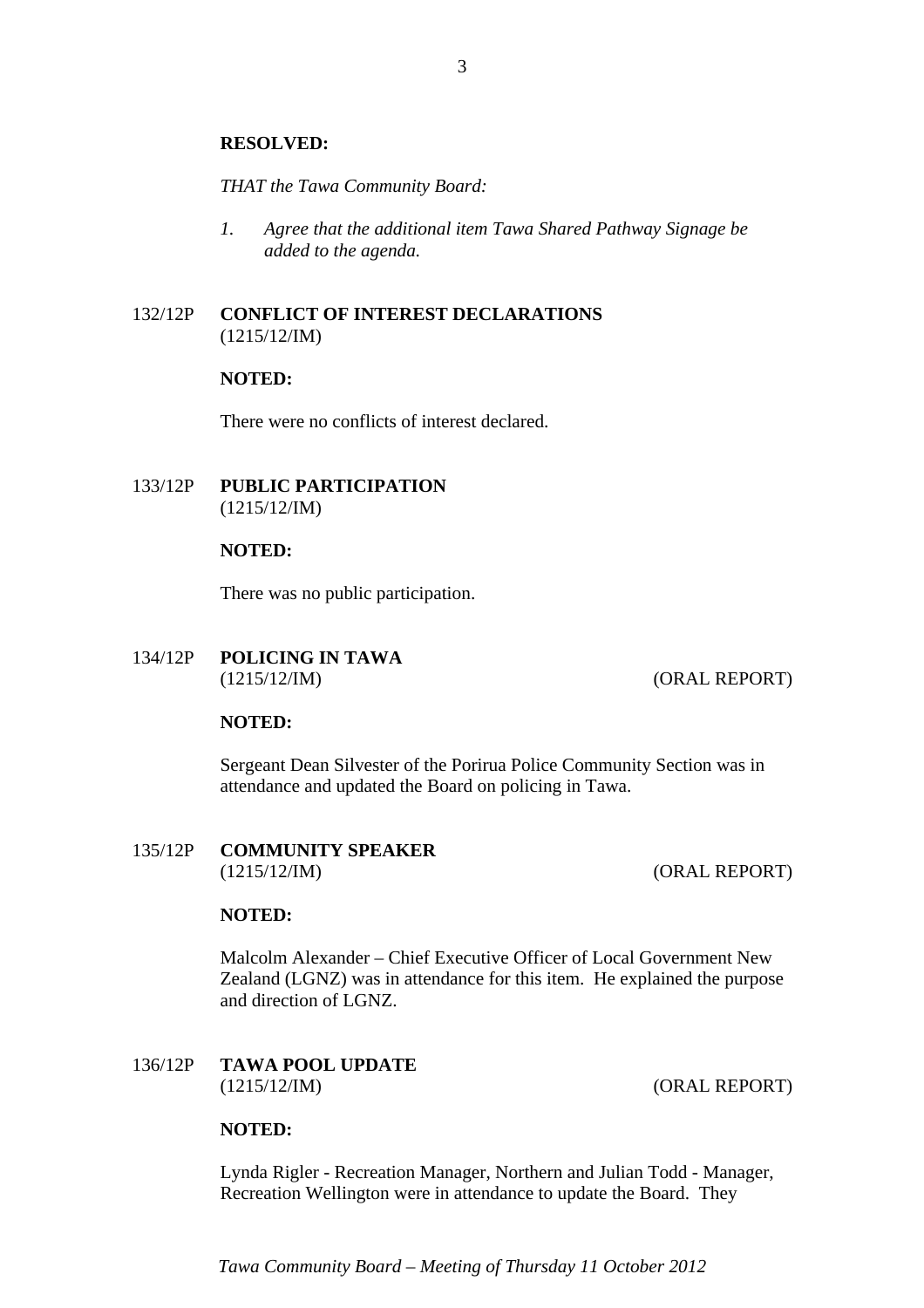**RESOLVED:**

*THAT the Tawa Community Board:*

1. *Agree that the additional item Tawa Shared Pathway Signage be added to the agenda.*

132/12P **CONFLICT OF INTEREST DECLARATIONS**
(1215/12/IM)

**NOTED:**

There were no conflicts of interest declared.

133/12P **PUBLIC PARTICIPATION**
(1215/12/IM)

**NOTED:**

There was no public participation.

134/12P **POLICING IN TAWA**
(1215/12/IM) (ORAL REPORT)

**NOTED:**

Sergeant Dean Silvester of the Porirua Police Community Section was in attendance and updated the Board on policing in Tawa.

135/12P **COMMUNITY SPEAKER**
(1215/12/IM) (ORAL REPORT)

**NOTED:**

Malcolm Alexander – Chief Executive Officer of Local Government New Zealand (LGNZ) was in attendance for this item. He explained the purpose and direction of LGNZ.

136/12P **TAWA POOL UPDATE**
(1215/12/IM) (ORAL REPORT)

**NOTED:**

Lynda Rigler - Recreation Manager, Northern and Julian Todd - Manager, Recreation Wellington were in attendance to update the Board. They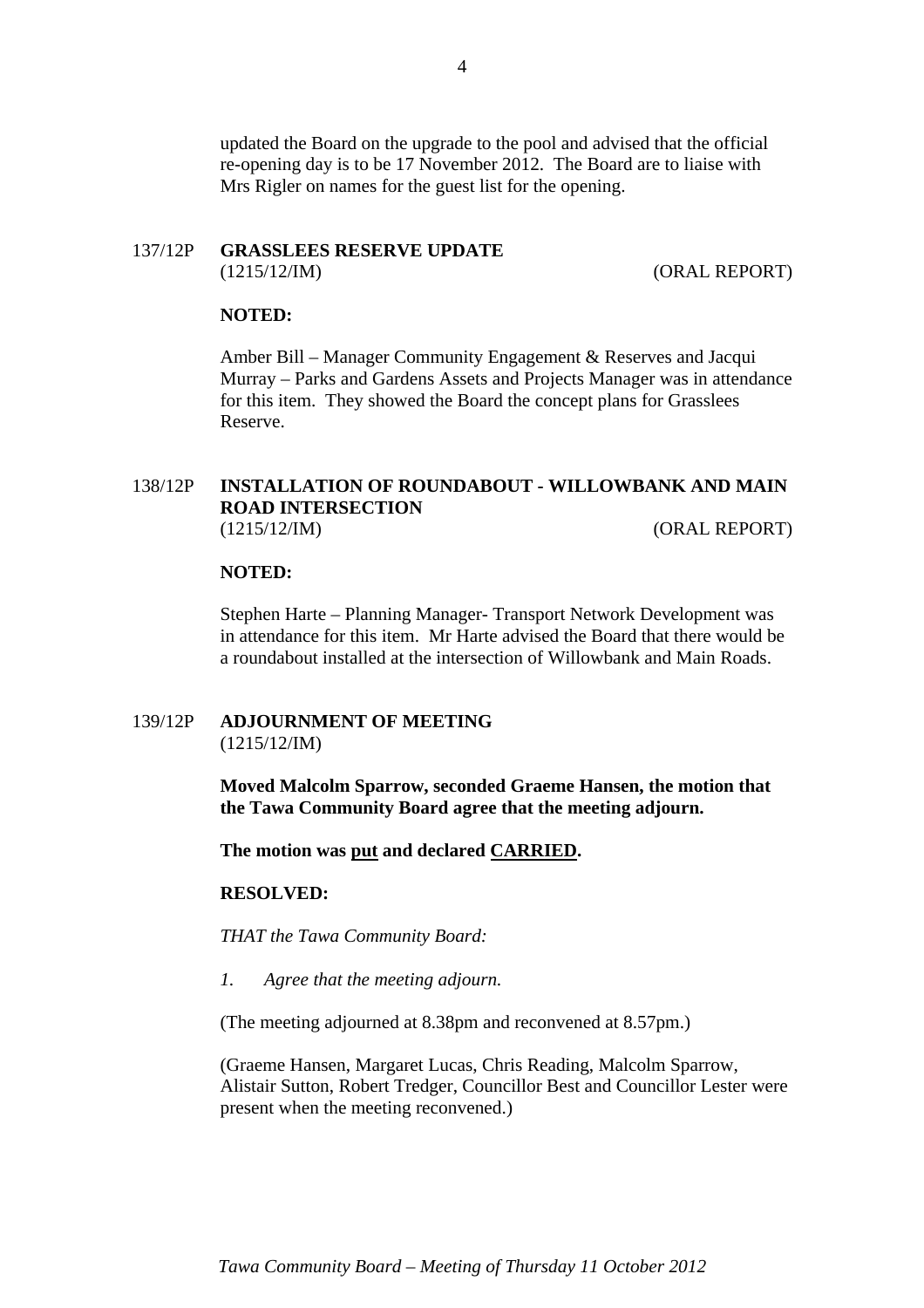updated the Board on the upgrade to the pool and advised that the official re-opening day is to be 17 November 2012. The Board are to liaise with Mrs Rigler on names for the guest list for the opening.

137/12P **GRASSLEES RESERVE UPDATE**
(1215/12/IM) (ORAL REPORT)

**NOTED:**

Amber Bill – Manager Community Engagement & Reserves and Jacqui Murray – Parks and Gardens Assets and Projects Manager was in attendance for this item. They showed the Board the concept plans for Grasslees Reserve.

138/12P **INSTALLATION OF ROUNDABOUT - WILLOWBANK AND MAIN ROAD INTERSECTION**
(1215/12/IM) (ORAL REPORT)

**NOTED:**

Stephen Harte – Planning Manager- Transport Network Development was in attendance for this item. Mr Harte advised the Board that there would be a roundabout installed at the intersection of Willowbank and Main Roads.

139/12P **ADJOURNMENT OF MEETING**
(1215/12/IM)

**Moved Malcolm Sparrow, seconded Graeme Hansen, the motion that the Tawa Community Board agree that the meeting adjourn.**

**The motion was <u>put</u> and declared <u>CARRIED</u>.**

**RESOLVED:**

*THAT the Tawa Community Board:*

*1. Agree that the meeting adjourn.*

(The meeting adjourned at 8.38pm and reconvened at 8.57pm.)

(Graeme Hansen, Margaret Lucas, Chris Reading, Malcolm Sparrow, Alistair Sutton, Robert Tredger, Councillor Best and Councillor Lester were present when the meeting reconvened.)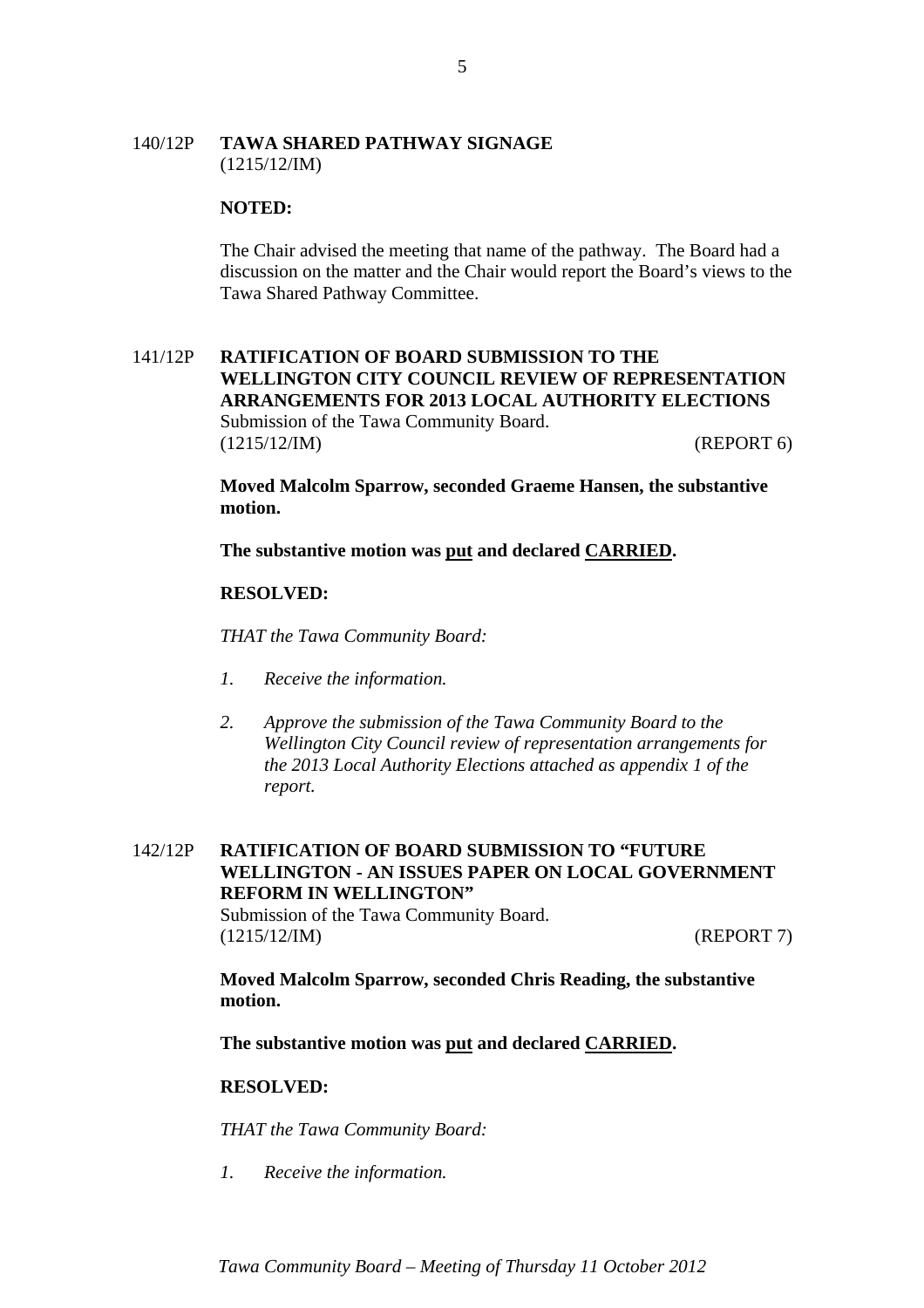140/12P **TAWA SHARED PATHWAY SIGNAGE**
(1215/12/IM)

**NOTED:**

The Chair advised the meeting that name of the pathway. The Board had a discussion on the matter and the Chair would report the Board's views to the Tawa Shared Pathway Committee.

141/12P **RATIFICATION OF BOARD SUBMISSION TO THE WELLINGTON CITY COUNCIL REVIEW OF REPRESENTATION ARRANGEMENTS FOR 2013 LOCAL AUTHORITY ELECTIONS**
Submission of the Tawa Community Board.
(1215/12/IM) (REPORT 6)

**Moved Malcolm Sparrow, seconded Graeme Hansen, the substantive motion.**

**The substantive motion was put and declared CARRIED.**

**RESOLVED:**

*THAT the Tawa Community Board:*

1. *Receive the information.*

2. *Approve the submission of the Tawa Community Board to the Wellington City Council review of representation arrangements for the 2013 Local Authority Elections attached as appendix 1 of the report.*

142/12P **RATIFICATION OF BOARD SUBMISSION TO "FUTURE WELLINGTON - AN ISSUES PAPER ON LOCAL GOVERNMENT REFORM IN WELLINGTON"**
Submission of the Tawa Community Board.
(1215/12/IM) (REPORT 7)

**Moved Malcolm Sparrow, seconded Chris Reading, the substantive motion.**

**The substantive motion was put and declared CARRIED.**

**RESOLVED:**

*THAT the Tawa Community Board:*

1. *Receive the information.*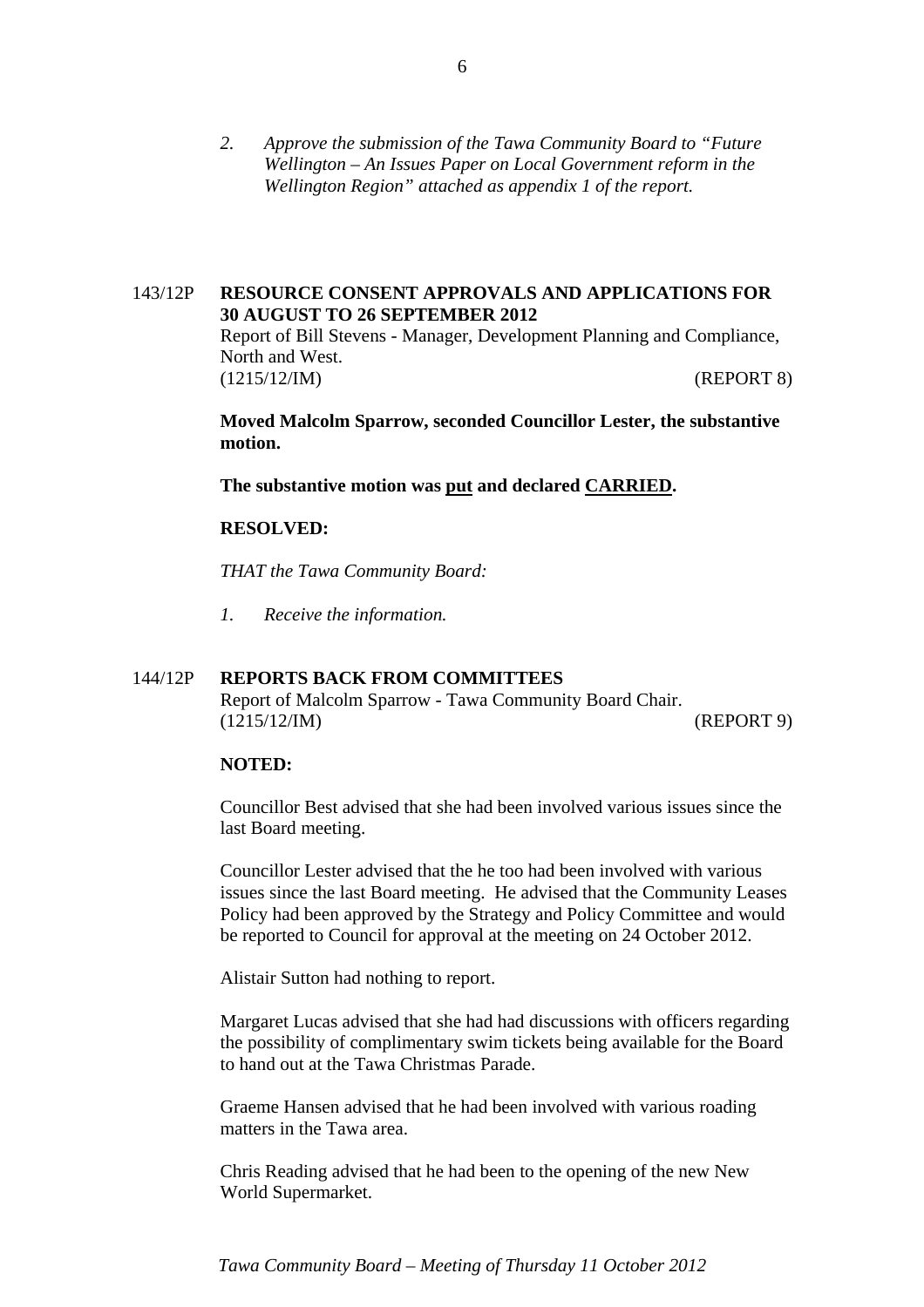*2. Approve the submission of the Tawa Community Board to "Future Wellington – An Issues Paper on Local Government reform in the Wellington Region" attached as appendix 1 of the report.*

143/12P **RESOURCE CONSENT APPROVALS AND APPLICATIONS FOR 30 AUGUST TO 26 SEPTEMBER 2012**

Report of Bill Stevens - Manager, Development Planning and Compliance, North and West.
(1215/12/IM) (REPORT 8)

**Moved Malcolm Sparrow, seconded Councillor Lester, the substantive motion.**

**The substantive motion was <u>put</u> and declared <u>CARRIED</u>.**

**RESOLVED:**

*THAT the Tawa Community Board:*

*1. Receive the information.*

144/12P **REPORTS BACK FROM COMMITTEES**

Report of Malcolm Sparrow - Tawa Community Board Chair.
(1215/12/IM) (REPORT 9)

**NOTED:**

Councillor Best advised that she had been involved various issues since the last Board meeting.

Councillor Lester advised that the he too had been involved with various issues since the last Board meeting. He advised that the Community Leases Policy had been approved by the Strategy and Policy Committee and would be reported to Council for approval at the meeting on 24 October 2012.

Alistair Sutton had nothing to report.

Margaret Lucas advised that she had had discussions with officers regarding the possibility of complimentary swim tickets being available for the Board to hand out at the Tawa Christmas Parade.

Graeme Hansen advised that he had been involved with various roading matters in the Tawa area.

Chris Reading advised that he had been to the opening of the new New World Supermarket.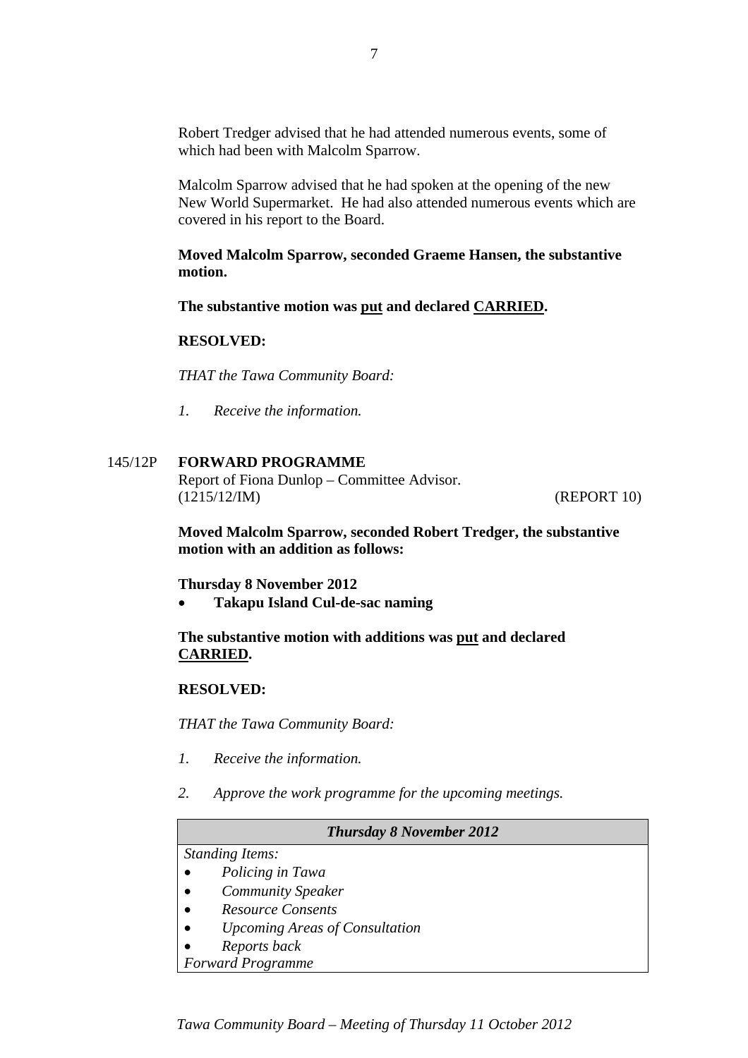Robert Tredger advised that he had attended numerous events, some of which had been with Malcolm Sparrow.

Malcolm Sparrow advised that he had spoken at the opening of the new New World Supermarket. He had also attended numerous events which are covered in his report to the Board.

**Moved Malcolm Sparrow, seconded Graeme Hansen, the substantive motion.**

**The substantive motion was put and declared CARRIED.**

**RESOLVED:**

*THAT the Tawa Community Board:*

*1. Receive the information.*

## 145/12P FORWARD PROGRAMME

Report of Fiona Dunlop – Committee Advisor.
(1215/12/IM) (REPORT 10)

**Moved Malcolm Sparrow, seconded Robert Tredger, the substantive motion with an addition as follows:**

**Thursday 8 November 2012**

- **Takapu Island Cul-de-sac naming**

**The substantive motion with additions was put and declared CARRIED.**

**RESOLVED:**

*THAT the Tawa Community Board:*

*1. Receive the information.*

*2. Approve the work programme for the upcoming meetings.*

| *Thursday 8 November 2012* |
|---|
| *Standing Items:*<br>• *Policing in Tawa*<br>• *Community Speaker*<br>• *Resource Consents*<br>• *Upcoming Areas of Consultation*<br>• *Reports back*<br>*Forward Programme* |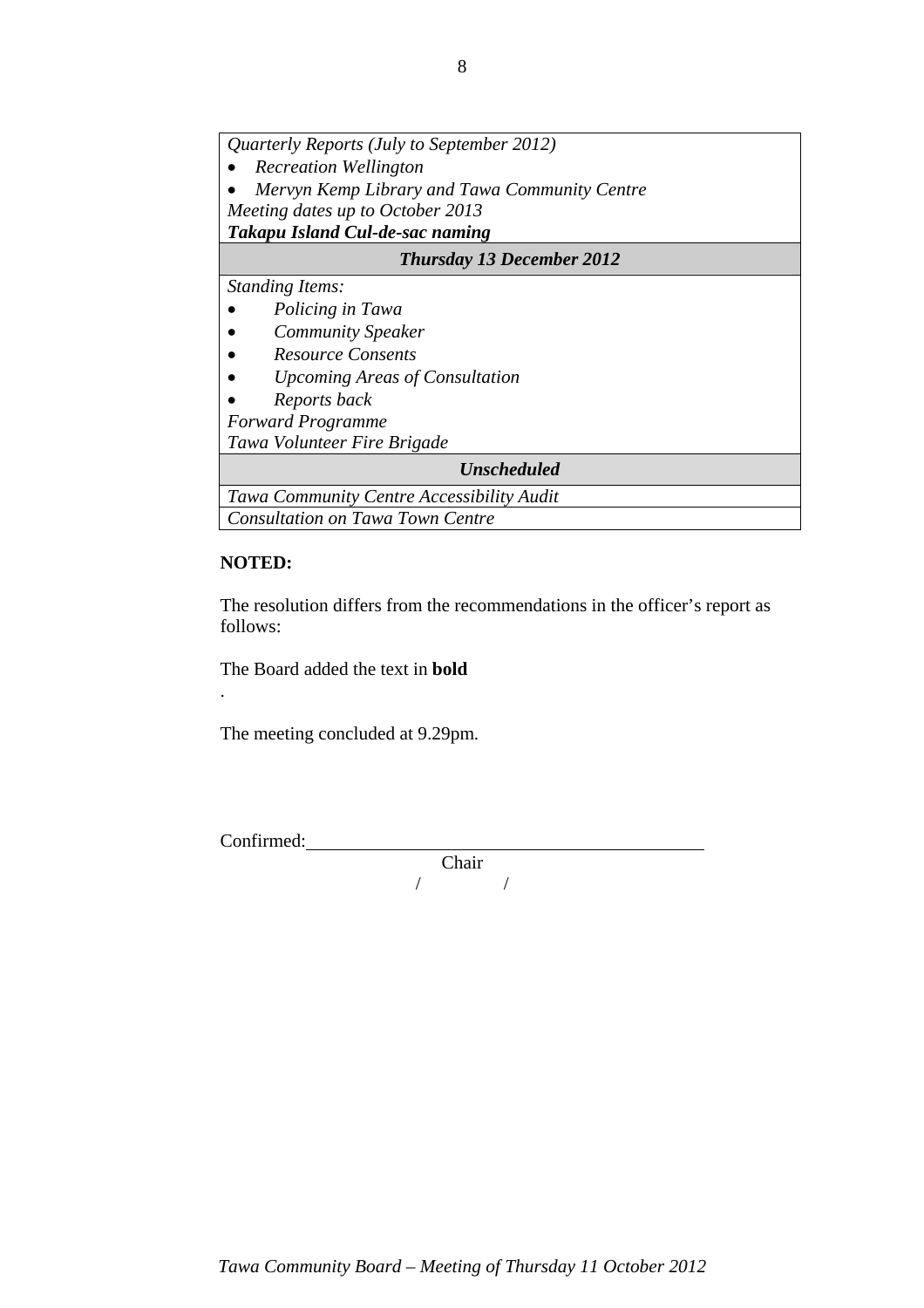| |
|---|
| *Quarterly Reports (July to September 2012)*<br>• *Recreation Wellington*<br>• *Mervyn Kemp Library and Tawa Community Centre*<br>*Meeting dates up to October 2013*<br>***Takapu Island Cul-de-sac naming*** |
| ***Thursday 13 December 2012*** |
| *Standing Items:*<br>• *Policing in Tawa*<br>• *Community Speaker*<br>• *Resource Consents*<br>• *Upcoming Areas of Consultation*<br>• *Reports back*<br>*Forward Programme*<br>*Tawa Volunteer Fire Brigade* |
| ***Unscheduled*** |
| *Tawa Community Centre Accessibility Audit* |
| *Consultation on Tawa Town Centre* |

**NOTED:**

The resolution differs from the recommendations in the officer's report as follows:

The Board added the text in **bold**

.

The meeting concluded at 9.29pm.

Confirmed: \_\_\_\_\_\_\_\_\_\_\_\_\_\_\_\_\_\_\_\_\_\_\_\_\_\_\_\_\_\_\_\_\_\_\_\_

Chair

/ /